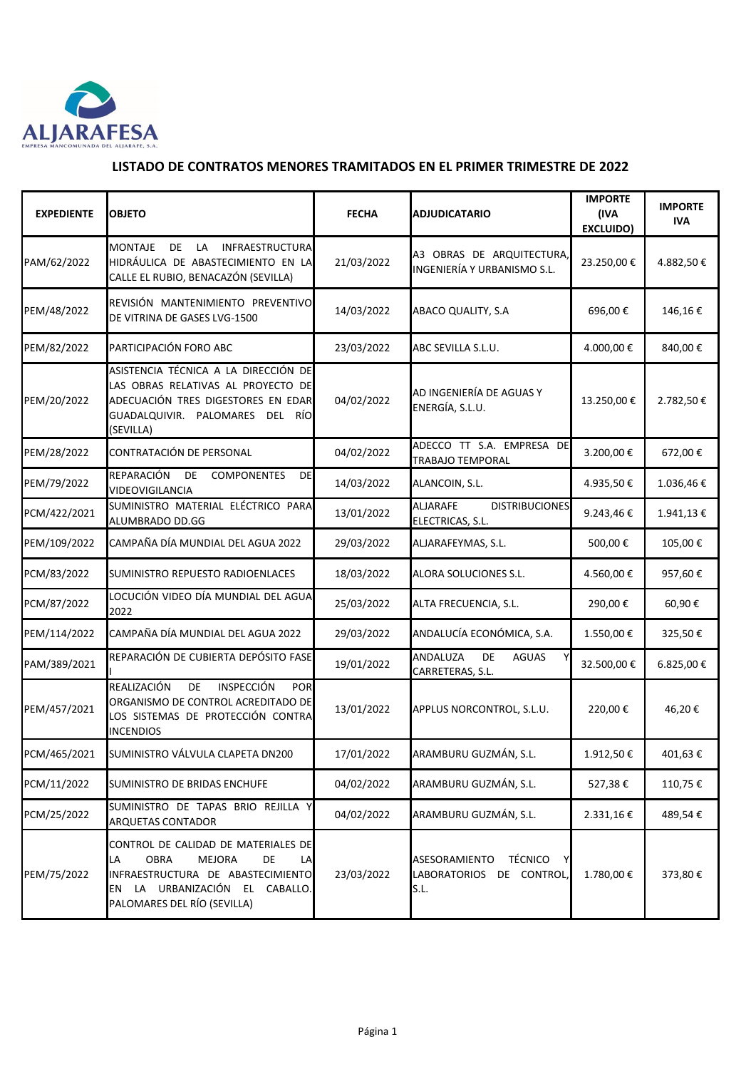ALJARAFESA
EMPRESA MANCOMUNADA DEL ALJARAFE, S.A.

## LISTADO DE CONTRATOS MENORES TRAMITADOS EN EL PRIMER TRIMESTRE DE 2022

| EXPEDIENTE | OBJETO | FECHA | ADJUDICATARIO | IMPORTE (IVA EXCLUIDO) | IMPORTE IVA |
|---|---|---|---|---|---|
| PAM/62/2022 | MONTAJE DE LA INFRAESTRUCTURA HIDRÁULICA DE ABASTECIMIENTO EN LA CALLE EL RUBIO, BENACAZÓN (SEVILLA) | 21/03/2022 | A3 OBRAS DE ARQUITECTURA, INGENIERÍA Y URBANISMO S.L. | 23.250,00 € | 4.882,50 € |
| PEM/48/2022 | REVISIÓN MANTENIMIENTO PREVENTIVO DE VITRINA DE GASES LVG-1500 | 14/03/2022 | ABACO QUALITY, S.A | 696,00 € | 146,16 € |
| PEM/82/2022 | PARTICIPACIÓN FORO ABC | 23/03/2022 | ABC SEVILLA S.L.U. | 4.000,00 € | 840,00 € |
| PEM/20/2022 | ASISTENCIA TÉCNICA A LA DIRECCIÓN DE LAS OBRAS RELATIVAS AL PROYECTO DE ADECUACIÓN TRES DIGESTORES EN EDAR GUADALQUIVIR. PALOMARES DEL RÍO (SEVILLA) | 04/02/2022 | AD INGENIERÍA DE AGUAS Y ENERGÍA, S.L.U. | 13.250,00 € | 2.782,50 € |
| PEM/28/2022 | CONTRATACIÓN DE PERSONAL | 04/02/2022 | ADECCO TT S.A. EMPRESA DE TRABAJO TEMPORAL | 3.200,00 € | 672,00 € |
| PEM/79/2022 | REPARACIÓN DE COMPONENTES DE VIDEOVIGILANCIA | 14/03/2022 | ALANCOIN, S.L. | 4.935,50 € | 1.036,46 € |
| PCM/422/2021 | SUMINISTRO MATERIAL ELÉCTRICO PARA ALUMBRADO DD.GG | 13/01/2022 | ALJARAFE DISTRIBUCIONES ELECTRICAS, S.L. | 9.243,46 € | 1.941,13 € |
| PEM/109/2022 | CAMPAÑA DÍA MUNDIAL DEL AGUA 2022 | 29/03/2022 | ALJARAFEYMAS, S.L. | 500,00 € | 105,00 € |
| PCM/83/2022 | SUMINISTRO REPUESTO RADIOENLACES | 18/03/2022 | ALORA SOLUCIONES S.L. | 4.560,00 € | 957,60 € |
| PCM/87/2022 | LOCUCIÓN VIDEO DÍA MUNDIAL DEL AGUA 2022 | 25/03/2022 | ALTA FRECUENCIA, S.L. | 290,00 € | 60,90 € |
| PEM/114/2022 | CAMPAÑA DÍA MUNDIAL DEL AGUA 2022 | 29/03/2022 | ANDALUCÍA ECONÓMICA, S.A. | 1.550,00 € | 325,50 € |
| PAM/389/2021 | REPARACIÓN DE CUBIERTA DEPÓSITO FASE I | 19/01/2022 | ANDALUZA DE AGUAS Y CARRETERAS, S.L. | 32.500,00 € | 6.825,00 € |
| PEM/457/2021 | REALIZACIÓN DE INSPECCIÓN POR ORGANISMO DE CONTROL ACREDITADO DE LOS SISTEMAS DE PROTECCIÓN CONTRA INCENDIOS | 13/01/2022 | APPLUS NORCONTROL, S.L.U. | 220,00 € | 46,20 € |
| PCM/465/2021 | SUMINISTRO VÁLVULA CLAPETA DN200 | 17/01/2022 | ARAMBURU GUZMÁN, S.L. | 1.912,50 € | 401,63 € |
| PCM/11/2022 | SUMINISTRO DE BRIDAS ENCHUFE | 04/02/2022 | ARAMBURU GUZMÁN, S.L. | 527,38 € | 110,75 € |
| PCM/25/2022 | SUMINISTRO DE TAPAS BRIO REJILLA Y ARQUETAS CONTADOR | 04/02/2022 | ARAMBURU GUZMÁN, S.L. | 2.331,16 € | 489,54 € |
| PEM/75/2022 | CONTROL DE CALIDAD DE MATERIALES DE LA OBRA MEJORA DE LA INFRAESTRUCTURA DE ABASTECIMIENTO EN LA URBANIZACIÓN EL CABALLO. PALOMARES DEL RÍO (SEVILLA) | 23/03/2022 | ASESORAMIENTO TÉCNICO Y LABORATORIOS DE CONTROL, S.L. | 1.780,00 € | 373,80 € |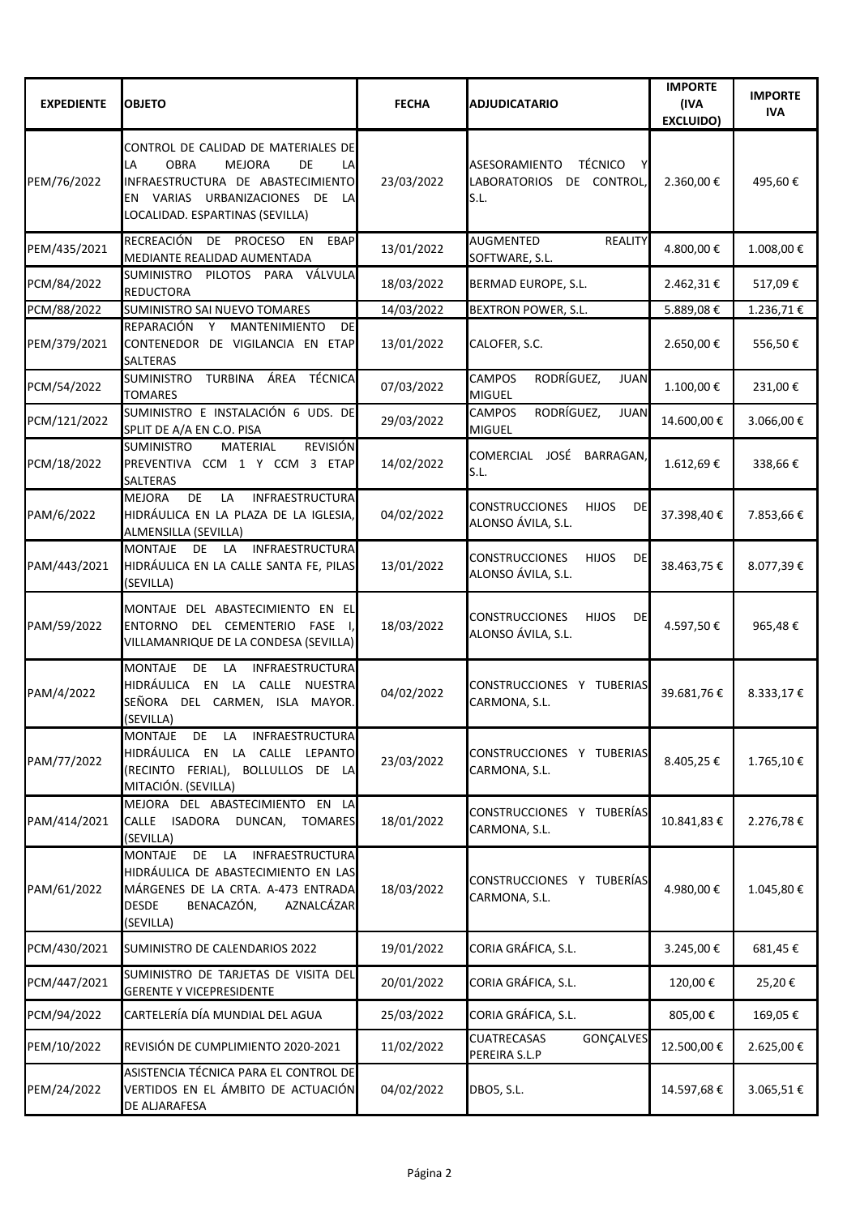| EXPEDIENTE | OBJETO | FECHA | ADJUDICATARIO | IMPORTE (IVA EXCLUIDO) | IMPORTE IVA |
|---|---|---|---|---|---|
| PEM/76/2022 | CONTROL DE CALIDAD DE MATERIALES DE LA OBRA MEJORA DE LA INFRAESTRUCTURA DE ABASTECIMIENTO EN VARIAS URBANIZACIONES DE LA LOCALIDAD. ESPARTINAS (SEVILLA) | 23/03/2022 | ASESORAMIENTO TÉCNICO Y LABORATORIOS DE CONTROL, S.L. | 2.360,00 € | 495,60 € |
| PEM/435/2021 | RECREACIÓN DE PROCESO EN EBAP MEDIANTE REALIDAD AUMENTADA | 13/01/2022 | AUGMENTED REALITY SOFTWARE, S.L. | 4.800,00 € | 1.008,00 € |
| PCM/84/2022 | SUMINISTRO PILOTOS PARA VÁLVULA REDUCTORA | 18/03/2022 | BERMAD EUROPE, S.L. | 2.462,31 € | 517,09 € |
| PCM/88/2022 | SUMINISTRO SAI NUEVO TOMARES | 14/03/2022 | BEXTRON POWER, S.L. | 5.889,08 € | 1.236,71 € |
| PEM/379/2021 | REPARACIÓN Y MANTENIMIENTO DE CONTENEDOR DE VIGILANCIA EN ETAP SALTERAS | 13/01/2022 | CALOFER, S.C. | 2.650,00 € | 556,50 € |
| PCM/54/2022 | SUMINISTRO TURBINA ÁREA TÉCNICA TOMARES | 07/03/2022 | CAMPOS RODRÍGUEZ, JUAN MIGUEL | 1.100,00 € | 231,00 € |
| PCM/121/2022 | SUMINISTRO E INSTALACIÓN 6 UDS. DE SPLIT DE A/A EN C.O. PISA | 29/03/2022 | CAMPOS RODRÍGUEZ, JUAN MIGUEL | 14.600,00 € | 3.066,00 € |
| PCM/18/2022 | SUMINISTRO MATERIAL REVISIÓN PREVENTIVA CCM 1 Y CCM 3 ETAP SALTERAS | 14/02/2022 | COMERCIAL JOSÉ BARRAGAN, S.L. | 1.612,69 € | 338,66 € |
| PAM/6/2022 | MEJORA DE LA INFRAESTRUCTURA HIDRÁULICA EN LA PLAZA DE LA IGLESIA, ALMENSILLA (SEVILLA) | 04/02/2022 | CONSTRUCCIONES HIJOS DE ALONSO ÁVILA, S.L. | 37.398,40 € | 7.853,66 € |
| PAM/443/2021 | MONTAJE DE LA INFRAESTRUCTURA HIDRÁULICA EN LA CALLE SANTA FE, PILAS (SEVILLA) | 13/01/2022 | CONSTRUCCIONES HIJOS DE ALONSO ÁVILA, S.L. | 38.463,75 € | 8.077,39 € |
| PAM/59/2022 | MONTAJE DEL ABASTECIMIENTO EN EL ENTORNO DEL CEMENTERIO FASE I, VILLAMANRIQUE DE LA CONDESA (SEVILLA) | 18/03/2022 | CONSTRUCCIONES HIJOS DE ALONSO ÁVILA, S.L. | 4.597,50 € | 965,48 € |
| PAM/4/2022 | MONTAJE DE LA INFRAESTRUCTURA HIDRÁULICA EN LA CALLE NUESTRA SEÑORA DEL CARMEN, ISLA MAYOR. (SEVILLA) | 04/02/2022 | CONSTRUCCIONES Y TUBERIAS CARMONA, S.L. | 39.681,76 € | 8.333,17 € |
| PAM/77/2022 | MONTAJE DE LA INFRAESTRUCTURA HIDRÁULICA EN LA CALLE LEPANTO (RECINTO FERIAL), BOLLULLOS DE LA MITACIÓN. (SEVILLA) | 23/03/2022 | CONSTRUCCIONES Y TUBERIAS CARMONA, S.L. | 8.405,25 € | 1.765,10 € |
| PAM/414/2021 | MEJORA DEL ABASTECIMIENTO EN LA CALLE ISADORA DUNCAN, TOMARES (SEVILLA) | 18/01/2022 | CONSTRUCCIONES Y TUBERÍAS CARMONA, S.L. | 10.841,83 € | 2.276,78 € |
| PAM/61/2022 | MONTAJE DE LA INFRAESTRUCTURA HIDRÁULICA DE ABASTECIMIENTO EN LAS MÁRGENES DE LA CRTA. A-473 ENTRADA DESDE BENACAZÓN, AZNALCÁZAR (SEVILLA) | 18/03/2022 | CONSTRUCCIONES Y TUBERÍAS CARMONA, S.L. | 4.980,00 € | 1.045,80 € |
| PCM/430/2021 | SUMINISTRO DE CALENDARIOS 2022 | 19/01/2022 | CORIA GRÁFICA, S.L. | 3.245,00 € | 681,45 € |
| PCM/447/2021 | SUMINISTRO DE TARJETAS DE VISITA DEL GERENTE Y VICEPRESIDENTE | 20/01/2022 | CORIA GRÁFICA, S.L. | 120,00 € | 25,20 € |
| PCM/94/2022 | CARTELERÍA DÍA MUNDIAL DEL AGUA | 25/03/2022 | CORIA GRÁFICA, S.L. | 805,00 € | 169,05 € |
| PEM/10/2022 | REVISIÓN DE CUMPLIMIENTO 2020-2021 | 11/02/2022 | CUATRECASAS GONÇALVES PEREIRA S.L.P | 12.500,00 € | 2.625,00 € |
| PEM/24/2022 | ASISTENCIA TÉCNICA PARA EL CONTROL DE VERTIDOS EN EL ÁMBITO DE ACTUACIÓN DE ALJARAFESA | 04/02/2022 | DBO5, S.L. | 14.597,68 € | 3.065,51 € |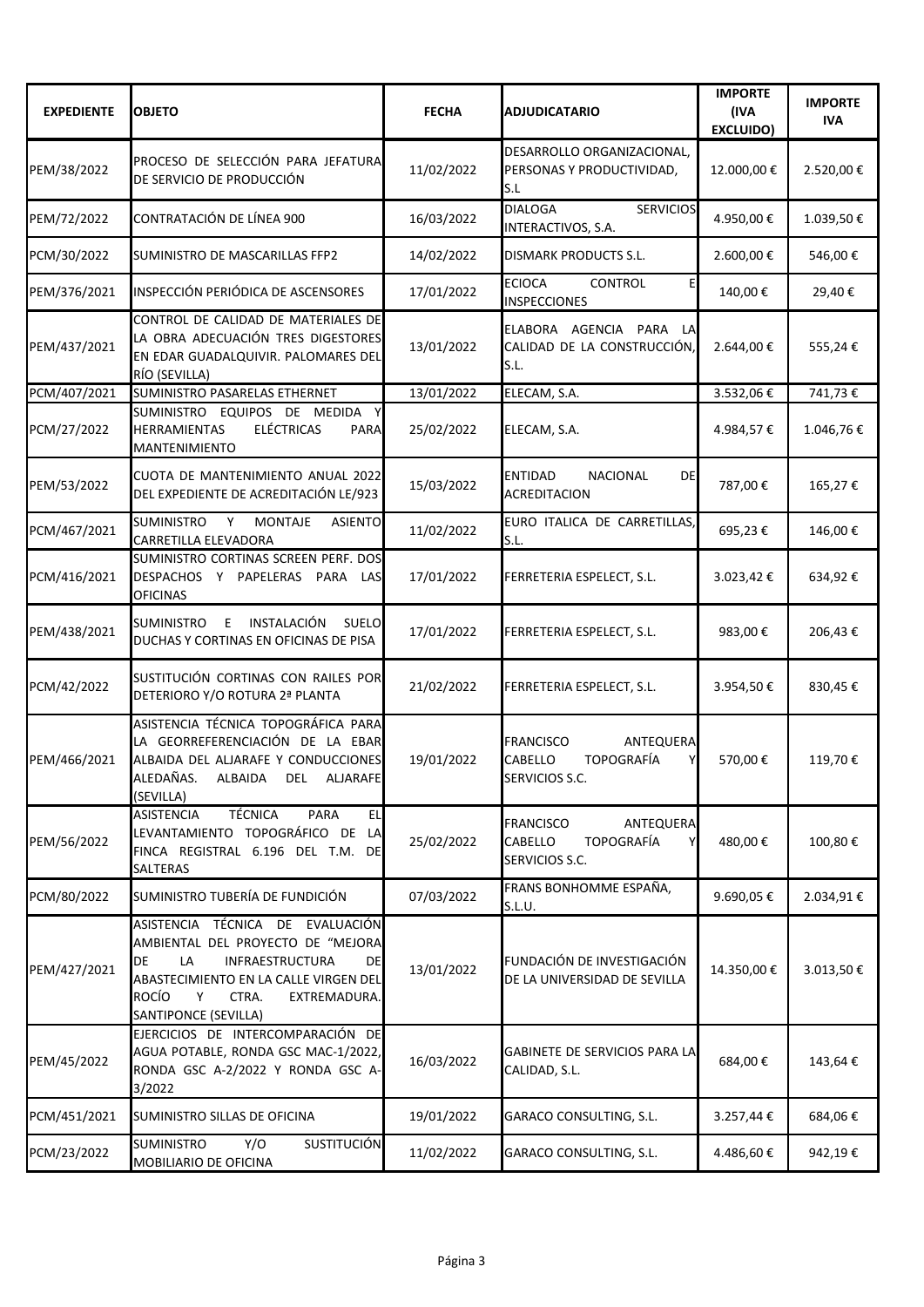| EXPEDIENTE | OBJETO | FECHA | ADJUDICATARIO | IMPORTE (IVA EXCLUIDO) | IMPORTE IVA |
|---|---|---|---|---|---|
| PEM/38/2022 | PROCESO DE SELECCIÓN PARA JEFATURA DE SERVICIO DE PRODUCCIÓN | 11/02/2022 | DESARROLLO ORGANIZACIONAL, PERSONAS Y PRODUCTIVIDAD, S.L | 12.000,00 € | 2.520,00 € |
| PEM/72/2022 | CONTRATACIÓN DE LÍNEA 900 | 16/03/2022 | DIALOGA SERVICIOS INTERACTIVOS, S.A. | 4.950,00 € | 1.039,50 € |
| PCM/30/2022 | SUMINISTRO DE MASCARILLAS FFP2 | 14/02/2022 | DISMARK PRODUCTS S.L. | 2.600,00 € | 546,00 € |
| PEM/376/2021 | INSPECCIÓN PERIÓDICA DE ASCENSORES | 17/01/2022 | ECIOCA CONTROL E INSPECCIONES | 140,00 € | 29,40 € |
| PEM/437/2021 | CONTROL DE CALIDAD DE MATERIALES DE LA OBRA ADECUACIÓN TRES DIGESTORES EN EDAR GUADALQUIVIR. PALOMARES DEL RÍO (SEVILLA) | 13/01/2022 | ELABORA AGENCIA PARA LA CALIDAD DE LA CONSTRUCCIÓN, S.L. | 2.644,00 € | 555,24 € |
| PCM/407/2021 | SUMINISTRO PASARELAS ETHERNET | 13/01/2022 | ELECAM, S.A. | 3.532,06 € | 741,73 € |
| PCM/27/2022 | SUMINISTRO EQUIPOS DE MEDIDA Y HERRAMIENTAS ELÉCTRICAS PARA MANTENIMIENTO | 25/02/2022 | ELECAM, S.A. | 4.984,57 € | 1.046,76 € |
| PEM/53/2022 | CUOTA DE MANTENIMIENTO ANUAL 2022 DEL EXPEDIENTE DE ACREDITACIÓN LE/923 | 15/03/2022 | ENTIDAD NACIONAL DE ACREDITACION | 787,00 € | 165,27 € |
| PCM/467/2021 | SUMINISTRO Y MONTAJE ASIENTO CARRETILLA ELEVADORA | 11/02/2022 | EURO ITALICA DE CARRETILLAS, S.L. | 695,23 € | 146,00 € |
| PCM/416/2021 | SUMINISTRO CORTINAS SCREEN PERF. DOS DESPACHOS Y PAPELERAS PARA LAS OFICINAS | 17/01/2022 | FERRETERIA ESPELECT, S.L. | 3.023,42 € | 634,92 € |
| PEM/438/2021 | SUMINISTRO E INSTALACIÓN SUELO DUCHAS Y CORTINAS EN OFICINAS DE PISA | 17/01/2022 | FERRETERIA ESPELECT, S.L. | 983,00 € | 206,43 € |
| PCM/42/2022 | SUSTITUCIÓN CORTINAS CON RAILES POR DETERIORO Y/O ROTURA 2ª PLANTA | 21/02/2022 | FERRETERIA ESPELECT, S.L. | 3.954,50 € | 830,45 € |
| PEM/466/2021 | ASISTENCIA TÉCNICA TOPOGRÁFICA PARA LA GEORREFERENCIACIÓN DE LA EBAR ALBAIDA DEL ALJARAFE Y CONDUCCIONES ALEDAÑAS. ALBAIDA DEL ALJARAFE (SEVILLA) | 19/01/2022 | FRANCISCO ANTEQUERA CABELLO TOPOGRAFÍA Y SERVICIOS S.C. | 570,00 € | 119,70 € |
| PEM/56/2022 | ASISTENCIA TÉCNICA PARA EL LEVANTAMIENTO TOPOGRÁFICO DE LA FINCA REGISTRAL 6.196 DEL T.M. DE SALTERAS | 25/02/2022 | FRANCISCO ANTEQUERA CABELLO TOPOGRAFÍA Y SERVICIOS S.C. | 480,00 € | 100,80 € |
| PCM/80/2022 | SUMINISTRO TUBERÍA DE FUNDICIÓN | 07/03/2022 | FRANS BONHOMME ESPAÑA, S.L.U. | 9.690,05 € | 2.034,91 € |
| PEM/427/2021 | ASISTENCIA TÉCNICA DE EVALUACIÓN AMBIENTAL DEL PROYECTO DE "MEJORA DE LA INFRAESTRUCTURA DE ABASTECIMIENTO EN LA CALLE VIRGEN DEL ROCÍO Y CTRA. EXTREMADURA. SANTIPONCE (SEVILLA) | 13/01/2022 | FUNDACIÓN DE INVESTIGACIÓN DE LA UNIVERSIDAD DE SEVILLA | 14.350,00 € | 3.013,50 € |
| PEM/45/2022 | EJERCICIOS DE INTERCOMPARACIÓN DE AGUA POTABLE, RONDA GSC MAC-1/2022, RONDA GSC A-2/2022 Y RONDA GSC A-3/2022 | 16/03/2022 | GABINETE DE SERVICIOS PARA LA CALIDAD, S.L. | 684,00 € | 143,64 € |
| PCM/451/2021 | SUMINISTRO SILLAS DE OFICINA | 19/01/2022 | GARACO CONSULTING, S.L. | 3.257,44 € | 684,06 € |
| PCM/23/2022 | SUMINISTRO Y/O SUSTITUCIÓN MOBILIARIO DE OFICINA | 11/02/2022 | GARACO CONSULTING, S.L. | 4.486,60 € | 942,19 € |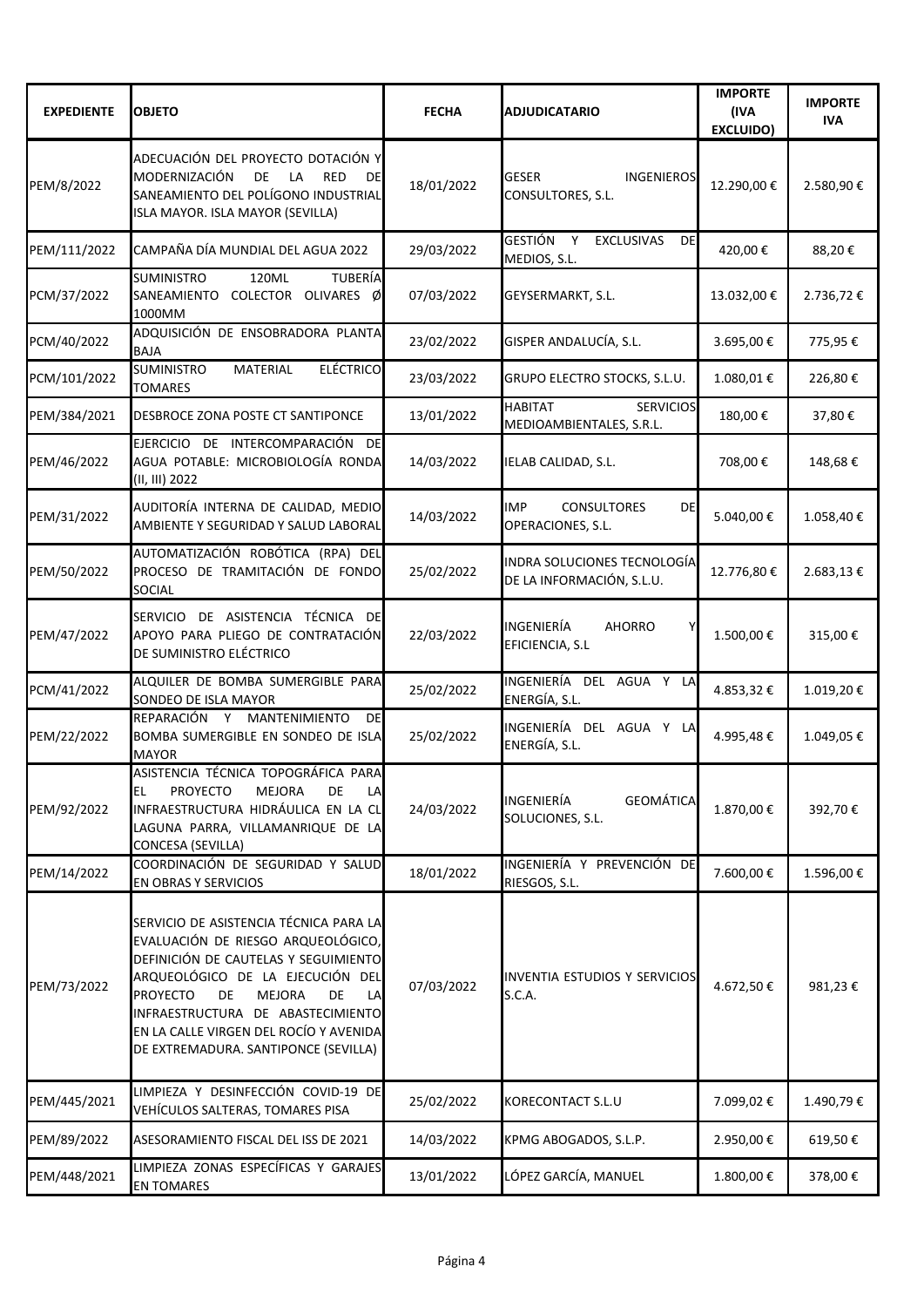| EXPEDIENTE | OBJETO | FECHA | ADJUDICATARIO | IMPORTE (IVA EXCLUIDO) | IMPORTE IVA |
|---|---|---|---|---|---|
| PEM/8/2022 | ADECUACIÓN DEL PROYECTO DOTACIÓN Y MODERNIZACIÓN DE LA RED DE SANEAMIENTO DEL POLÍGONO INDUSTRIAL ISLA MAYOR. ISLA MAYOR (SEVILLA) | 18/01/2022 | GESER INGENIEROS CONSULTORES, S.L. | 12.290,00 € | 2.580,90 € |
| PEM/111/2022 | CAMPAÑA DÍA MUNDIAL DEL AGUA 2022 | 29/03/2022 | GESTIÓN Y EXCLUSIVAS DE MEDIOS, S.L. | 420,00 € | 88,20 € |
| PCM/37/2022 | SUMINISTRO 120ML TUBERÍA SANEAMIENTO COLECTOR OLIVARES Ø 1000MM | 07/03/2022 | GEYSERMARKT, S.L. | 13.032,00 € | 2.736,72 € |
| PCM/40/2022 | ADQUISICIÓN DE ENSOBRADORA PLANTA BAJA | 23/02/2022 | GISPER ANDALUCÍA, S.L. | 3.695,00 € | 775,95 € |
| PCM/101/2022 | SUMINISTRO MATERIAL ELÉCTRICO TOMARES | 23/03/2022 | GRUPO ELECTRO STOCKS, S.L.U. | 1.080,01 € | 226,80 € |
| PEM/384/2021 | DESBROCE ZONA POSTE CT SANTIPONCE | 13/01/2022 | HABITAT SERVICIOS MEDIOAMBIENTALES, S.R.L. | 180,00 € | 37,80 € |
| PEM/46/2022 | EJERCICIO DE INTERCOMPARACIÓN DE AGUA POTABLE: MICROBIOLOGÍA RONDA (II, III) 2022 | 14/03/2022 | IELAB CALIDAD, S.L. | 708,00 € | 148,68 € |
| PEM/31/2022 | AUDITORÍA INTERNA DE CALIDAD, MEDIO AMBIENTE Y SEGURIDAD Y SALUD LABORAL | 14/03/2022 | IMP CONSULTORES DE OPERACIONES, S.L. | 5.040,00 € | 1.058,40 € |
| PEM/50/2022 | AUTOMATIZACIÓN ROBÓTICA (RPA) DEL PROCESO DE TRAMITACIÓN DE FONDO SOCIAL | 25/02/2022 | INDRA SOLUCIONES TECNOLOGÍA DE LA INFORMACIÓN, S.L.U. | 12.776,80 € | 2.683,13 € |
| PEM/47/2022 | SERVICIO DE ASISTENCIA TÉCNICA DE APOYO PARA PLIEGO DE CONTRATACIÓN DE SUMINISTRO ELÉCTRICO | 22/03/2022 | INGENIERÍA AHORRO Y EFICIENCIA, S.L | 1.500,00 € | 315,00 € |
| PCM/41/2022 | ALQUILER DE BOMBA SUMERGIBLE PARA SONDEO DE ISLA MAYOR | 25/02/2022 | INGENIERÍA DEL AGUA Y LA ENERGÍA, S.L. | 4.853,32 € | 1.019,20 € |
| PEM/22/2022 | REPARACIÓN Y MANTENIMIENTO DE BOMBA SUMERGIBLE EN SONDEO DE ISLA MAYOR | 25/02/2022 | INGENIERÍA DEL AGUA Y LA ENERGÍA, S.L. | 4.995,48 € | 1.049,05 € |
| PEM/92/2022 | ASISTENCIA TÉCNICA TOPOGRÁFICA PARA EL PROYECTO MEJORA DE LA INFRAESTRUCTURA HIDRÁULICA EN LA CL LAGUNA PARRA, VILLAMANRIQUE DE LA CONCESA (SEVILLA) | 24/03/2022 | INGENIERÍA GEOMÁTICA SOLUCIONES, S.L. | 1.870,00 € | 392,70 € |
| PEM/14/2022 | COORDINACIÓN DE SEGURIDAD Y SALUD EN OBRAS Y SERVICIOS | 18/01/2022 | INGENIERÍA Y PREVENCIÓN DE RIESGOS, S.L. | 7.600,00 € | 1.596,00 € |
| PEM/73/2022 | SERVICIO DE ASISTENCIA TÉCNICA PARA LA EVALUACIÓN DE RIESGO ARQUEOLÓGICO, DEFINICIÓN DE CAUTELAS Y SEGUIMIENTO ARQUEOLÓGICO DE LA EJECUCIÓN DEL PROYECTO DE MEJORA DE LA INFRAESTRUCTURA DE ABASTECIMIENTO EN LA CALLE VIRGEN DEL ROCÍO Y AVENIDA DE EXTREMADURA. SANTIPONCE (SEVILLA) | 07/03/2022 | INVENTIA ESTUDIOS Y SERVICIOS S.C.A. | 4.672,50 € | 981,23 € |
| PEM/445/2021 | LIMPIEZA Y DESINFECCIÓN COVID-19 DE VEHÍCULOS SALTERAS, TOMARES PISA | 25/02/2022 | KORECONTACT S.L.U | 7.099,02 € | 1.490,79 € |
| PEM/89/2022 | ASESORAMIENTO FISCAL DEL ISS DE 2021 | 14/03/2022 | KPMG ABOGADOS, S.L.P. | 2.950,00 € | 619,50 € |
| PEM/448/2021 | LIMPIEZA ZONAS ESPECÍFICAS Y GARAJES EN TOMARES | 13/01/2022 | LÓPEZ GARCÍA, MANUEL | 1.800,00 € | 378,00 € |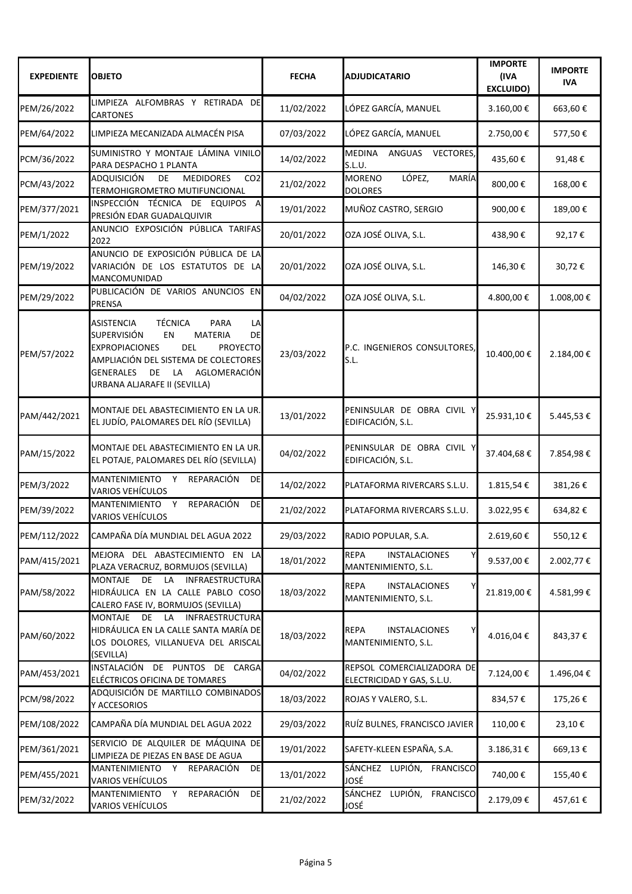| EXPEDIENTE | OBJETO | FECHA | ADJUDICATARIO | IMPORTE (IVA EXCLUIDO) | IMPORTE IVA |
|---|---|---|---|---|---|
| PEM/26/2022 | LIMPIEZA ALFOMBRAS Y RETIRADA DE CARTONES | 11/02/2022 | LÓPEZ GARCÍA, MANUEL | 3.160,00 € | 663,60 € |
| PEM/64/2022 | LIMPIEZA MECANIZADA ALMACÉN PISA | 07/03/2022 | LÓPEZ GARCÍA, MANUEL | 2.750,00 € | 577,50 € |
| PCM/36/2022 | SUMINISTRO Y MONTAJE LÁMINA VINILO PARA DESPACHO 1 PLANTA | 14/02/2022 | MEDINA ANGUAS VECTORES, S.L.U. | 435,60 € | 91,48 € |
| PCM/43/2022 | ADQUISICIÓN DE MEDIDORES CO2 TERMOHIGROMETRO MUTIFUNCIONAL | 21/02/2022 | MORENO LÓPEZ, MARÍA DOLORES | 800,00 € | 168,00 € |
| PEM/377/2021 | INSPECCIÓN TÉCNICA DE EQUIPOS A PRESIÓN EDAR GUADALQUIVIR | 19/01/2022 | MUÑOZ CASTRO, SERGIO | 900,00 € | 189,00 € |
| PEM/1/2022 | ANUNCIO EXPOSICIÓN PÚBLICA TARIFAS 2022 | 20/01/2022 | OZA JOSÉ OLIVA, S.L. | 438,90 € | 92,17 € |
| PEM/19/2022 | ANUNCIO DE EXPOSICIÓN PÚBLICA DE LA VARIACIÓN DE LOS ESTATUTOS DE LA MANCOMUNIDAD | 20/01/2022 | OZA JOSÉ OLIVA, S.L. | 146,30 € | 30,72 € |
| PEM/29/2022 | PUBLICACIÓN DE VARIOS ANUNCIOS EN PRENSA | 04/02/2022 | OZA JOSÉ OLIVA, S.L. | 4.800,00 € | 1.008,00 € |
| PEM/57/2022 | ASISTENCIA TÉCNICA PARA LA SUPERVISIÓN EN MATERIA DE EXPROPIACIONES DEL PROYECTO AMPLIACIÓN DEL SISTEMA DE COLECTORES GENERALES DE LA AGLOMERACIÓN URBANA ALJARAFE II (SEVILLA) | 23/03/2022 | P.C. INGENIEROS CONSULTORES, S.L. | 10.400,00 € | 2.184,00 € |
| PAM/442/2021 | MONTAJE DEL ABASTECIMIENTO EN LA UR. EL JUDÍO, PALOMARES DEL RÍO (SEVILLA) | 13/01/2022 | PENINSULAR DE OBRA CIVIL Y EDIFICACIÓN, S.L. | 25.931,10 € | 5.445,53 € |
| PAM/15/2022 | MONTAJE DEL ABASTECIMIENTO EN LA UR. EL POTAJE, PALOMARES DEL RÍO (SEVILLA) | 04/02/2022 | PENINSULAR DE OBRA CIVIL Y EDIFICACIÓN, S.L. | 37.404,68 € | 7.854,98 € |
| PEM/3/2022 | MANTENIMIENTO Y REPARACIÓN DE VARIOS VEHÍCULOS | 14/02/2022 | PLATAFORMA RIVERCARS S.L.U. | 1.815,54 € | 381,26 € |
| PEM/39/2022 | MANTENIMIENTO Y REPARACIÓN DE VARIOS VEHÍCULOS | 21/02/2022 | PLATAFORMA RIVERCARS S.L.U. | 3.022,95 € | 634,82 € |
| PEM/112/2022 | CAMPAÑA DÍA MUNDIAL DEL AGUA 2022 | 29/03/2022 | RADIO POPULAR, S.A. | 2.619,60 € | 550,12 € |
| PAM/415/2021 | MEJORA DEL ABASTECIMIENTO EN LA PLAZA VERACRUZ, BORMUJOS (SEVILLA) | 18/01/2022 | REPA INSTALACIONES Y MANTENIMIENTO, S.L. | 9.537,00 € | 2.002,77 € |
| PAM/58/2022 | MONTAJE DE LA INFRAESTRUCTURA HIDRÁULICA EN LA CALLE PABLO COSO CALERO FASE IV, BORMUJOS (SEVILLA) | 18/03/2022 | REPA INSTALACIONES Y MANTENIMIENTO, S.L. | 21.819,00 € | 4.581,99 € |
| PAM/60/2022 | MONTAJE DE LA INFRAESTRUCTURA HIDRÁULICA EN LA CALLE SANTA MARÍA DE LOS DOLORES, VILLANUEVA DEL ARISCAL (SEVILLA) | 18/03/2022 | REPA INSTALACIONES Y MANTENIMIENTO, S.L. | 4.016,04 € | 843,37 € |
| PAM/453/2021 | INSTALACIÓN DE PUNTOS DE CARGA ELÉCTRICOS OFICINA DE TOMARES | 04/02/2022 | REPSOL COMERCIALIZADORA DE ELECTRICIDAD Y GAS, S.L.U. | 7.124,00 € | 1.496,04 € |
| PCM/98/2022 | ADQUISICIÓN DE MARTILLO COMBINADOS Y ACCESORIOS | 18/03/2022 | ROJAS Y VALERO, S.L. | 834,57 € | 175,26 € |
| PEM/108/2022 | CAMPAÑA DÍA MUNDIAL DEL AGUA 2022 | 29/03/2022 | RUÍZ BULNES, FRANCISCO JAVIER | 110,00 € | 23,10 € |
| PEM/361/2021 | SERVICIO DE ALQUILER DE MÁQUINA DE LIMPIEZA DE PIEZAS EN BASE DE AGUA | 19/01/2022 | SAFETY-KLEEN ESPAÑA, S.A. | 3.186,31 € | 669,13 € |
| PEM/455/2021 | MANTENIMIENTO Y REPARACIÓN DE VARIOS VEHÍCULOS | 13/01/2022 | SÁNCHEZ LUPIÓN, FRANCISCO JOSÉ | 740,00 € | 155,40 € |
| PEM/32/2022 | MANTENIMIENTO Y REPARACIÓN DE VARIOS VEHÍCULOS | 21/02/2022 | SÁNCHEZ LUPIÓN, FRANCISCO JOSÉ | 2.179,09 € | 457,61 € |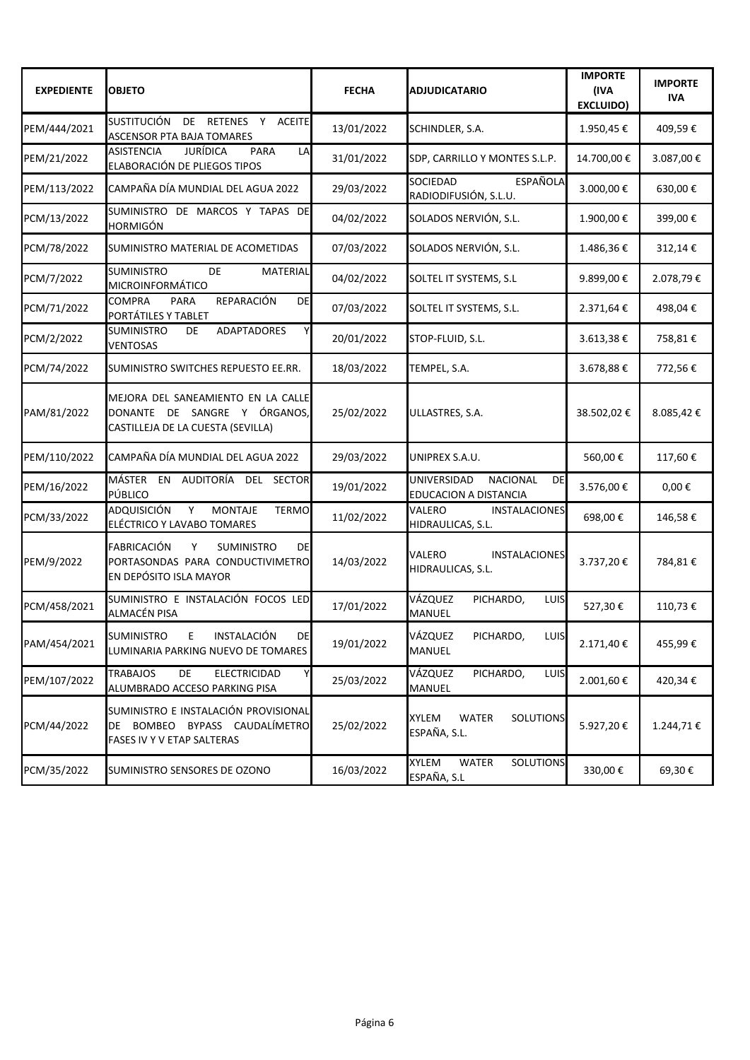| EXPEDIENTE | OBJETO | FECHA | ADJUDICATARIO | IMPORTE (IVA EXCLUIDO) | IMPORTE IVA |
|---|---|---|---|---|---|
| PEM/444/2021 | SUSTITUCIÓN DE RETENES Y ACEITE ASCENSOR PTA BAJA TOMARES | 13/01/2022 | SCHINDLER, S.A. | 1.950,45 € | 409,59 € |
| PEM/21/2022 | ASISTENCIA JURÍDICA PARA LA ELABORACIÓN DE PLIEGOS TIPOS | 31/01/2022 | SDP, CARRILLO Y MONTES S.L.P. | 14.700,00 € | 3.087,00 € |
| PEM/113/2022 | CAMPAÑA DÍA MUNDIAL DEL AGUA 2022 | 29/03/2022 | SOCIEDAD ESPAÑOLA RADIODIFUSIÓN, S.L.U. | 3.000,00 € | 630,00 € |
| PCM/13/2022 | SUMINISTRO DE MARCOS Y TAPAS DE HORMIGÓN | 04/02/2022 | SOLADOS NERVIÓN, S.L. | 1.900,00 € | 399,00 € |
| PCM/78/2022 | SUMINISTRO MATERIAL DE ACOMETIDAS | 07/03/2022 | SOLADOS NERVIÓN, S.L. | 1.486,36 € | 312,14 € |
| PCM/7/2022 | SUMINISTRO DE MATERIAL MICROINFORMÁTICO | 04/02/2022 | SOLTEL IT SYSTEMS, S.L | 9.899,00 € | 2.078,79 € |
| PCM/71/2022 | COMPRA PARA REPARACIÓN DE PORTÁTILES Y TABLET | 07/03/2022 | SOLTEL IT SYSTEMS, S.L. | 2.371,64 € | 498,04 € |
| PCM/2/2022 | SUMINISTRO DE ADAPTADORES Y VENTOSAS | 20/01/2022 | STOP-FLUID, S.L. | 3.613,38 € | 758,81 € |
| PCM/74/2022 | SUMINISTRO SWITCHES REPUESTO EE.RR. | 18/03/2022 | TEMPEL, S.A. | 3.678,88 € | 772,56 € |
| PAM/81/2022 | MEJORA DEL SANEAMIENTO EN LA CALLE DONANTE DE SANGRE Y ÓRGANOS, CASTILLEJA DE LA CUESTA (SEVILLA) | 25/02/2022 | ULLASTRES, S.A. | 38.502,02 € | 8.085,42 € |
| PEM/110/2022 | CAMPAÑA DÍA MUNDIAL DEL AGUA 2022 | 29/03/2022 | UNIPREX S.A.U. | 560,00 € | 117,60 € |
| PEM/16/2022 | MÁSTER EN AUDITORÍA DEL SECTOR PÚBLICO | 19/01/2022 | UNIVERSIDAD NACIONAL DE EDUCACION A DISTANCIA | 3.576,00 € | 0,00 € |
| PCM/33/2022 | ADQUISICIÓN Y MONTAJE TERMO ELÉCTRICO Y LAVABO TOMARES | 11/02/2022 | VALERO INSTALACIONES HIDRAULICAS, S.L. | 698,00 € | 146,58 € |
| PEM/9/2022 | FABRICACIÓN Y SUMINISTRO DE PORTASONDAS PARA CONDUCTIVIMETRO EN DEPÓSITO ISLA MAYOR | 14/03/2022 | VALERO INSTALACIONES HIDRAULICAS, S.L. | 3.737,20 € | 784,81 € |
| PCM/458/2021 | SUMINISTRO E INSTALACIÓN FOCOS LED ALMACÉN PISA | 17/01/2022 | VÁZQUEZ PICHARDO, LUIS MANUEL | 527,30 € | 110,73 € |
| PAM/454/2021 | SUMINISTRO E INSTALACIÓN DE LUMINARIA PARKING NUEVO DE TOMARES | 19/01/2022 | VÁZQUEZ PICHARDO, LUIS MANUEL | 2.171,40 € | 455,99 € |
| PEM/107/2022 | TRABAJOS DE ELECTRICIDAD Y ALUMBRADO ACCESO PARKING PISA | 25/03/2022 | VÁZQUEZ PICHARDO, LUIS MANUEL | 2.001,60 € | 420,34 € |
| PCM/44/2022 | SUMINISTRO E INSTALACIÓN PROVISIONAL DE BOMBEO BYPASS CAUDALÍMETRO FASES IV Y V ETAP SALTERAS | 25/02/2022 | XYLEM WATER SOLUTIONS ESPAÑA, S.L. | 5.927,20 € | 1.244,71 € |
| PCM/35/2022 | SUMINISTRO SENSORES DE OZONO | 16/03/2022 | XYLEM WATER SOLUTIONS ESPAÑA, S.L | 330,00 € | 69,30 € |